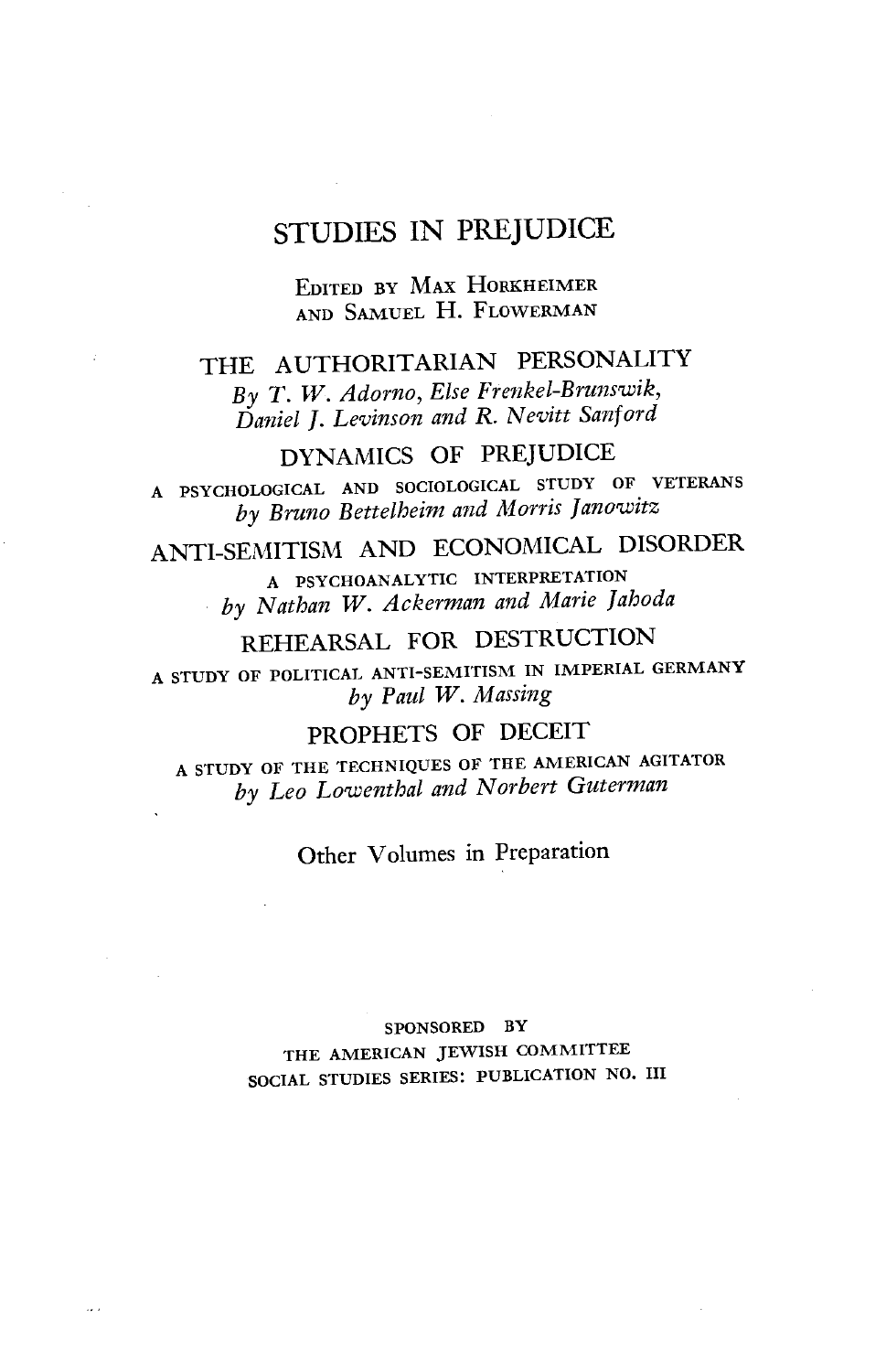# STUDIES IN PREJUDICE

EDITED BY MAX HORKHEIMER
AND SAMUEL H. FLOWERMAN

## THE AUTHORITARIAN PERSONALITY

*By T. W. Adorno, Else Frenkel-Brunswik, Daniel J. Levinson and R. Nevitt Sanford*

## DYNAMICS OF PREJUDICE

A PSYCHOLOGICAL AND SOCIOLOGICAL STUDY OF VETERANS

*by Bruno Bettelheim and Morris Janowitz*

## ANTI-SEMITISM AND ECONOMICAL DISORDER

A PSYCHOANALYTIC INTERPRETATION

*by Nathan W. Ackerman and Marie Jahoda*

## REHEARSAL FOR DESTRUCTION

A STUDY OF POLITICAL ANTI-SEMITISM IN IMPERIAL GERMANY

*by Paul W. Massing*

## PROPHETS OF DECEIT

A STUDY OF THE TECHNIQUES OF THE AMERICAN AGITATOR

*by Leo Lowenthal and Norbert Guterman*

Other Volumes in Preparation

SPONSORED BY
THE AMERICAN JEWISH COMMITTEE
SOCIAL STUDIES SERIES: PUBLICATION NO. III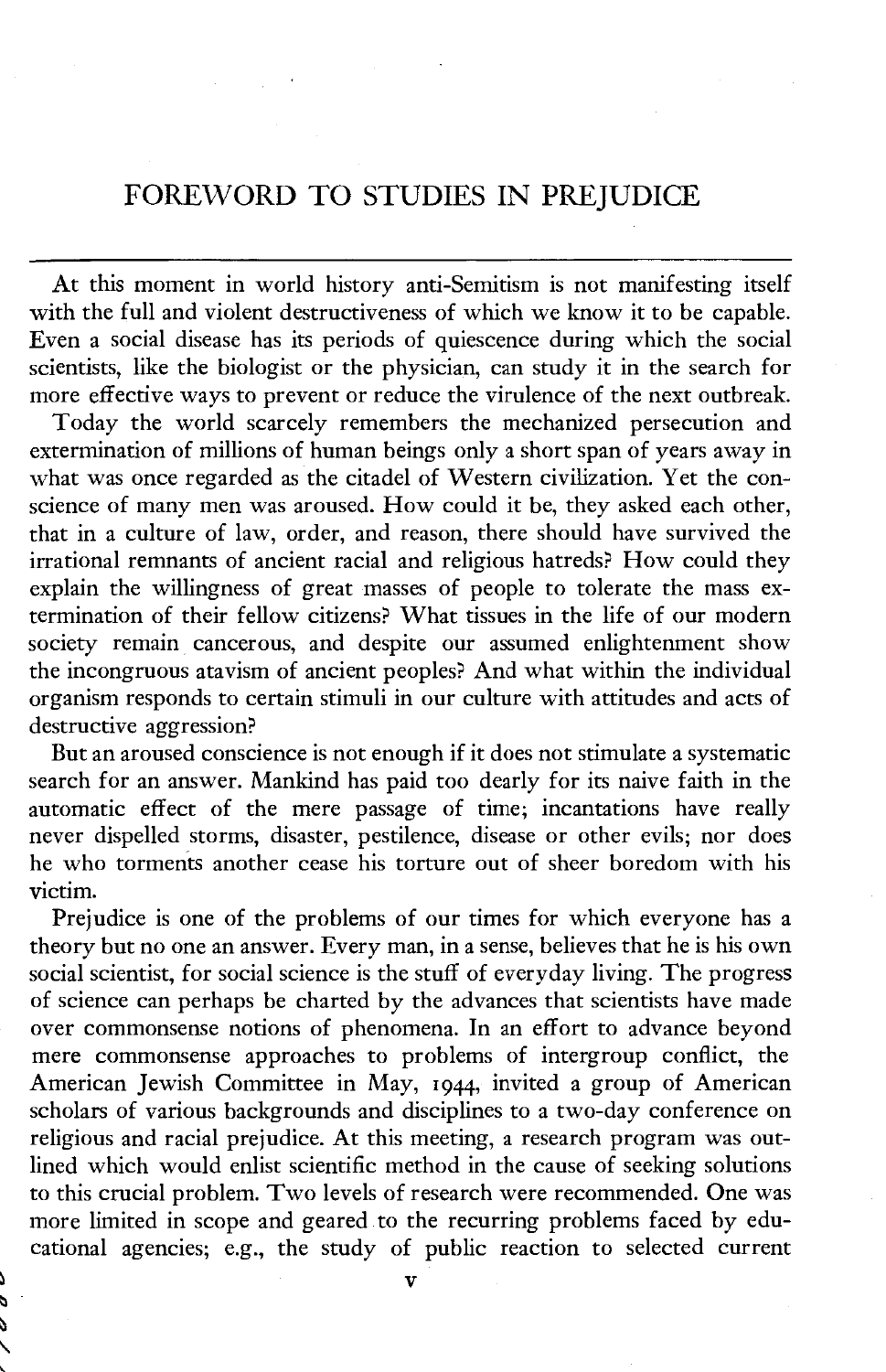# FOREWORD TO STUDIES IN PREJUDICE

At this moment in world history anti-Semitism is not manifesting itself with the full and violent destructiveness of which we know it to be capable. Even a social disease has its periods of quiescence during which the social scientists, like the biologist or the physician, can study it in the search for more effective ways to prevent or reduce the virulence of the next outbreak.

Today the world scarcely remembers the mechanized persecution and extermination of millions of human beings only a short span of years away in what was once regarded as the citadel of Western civilization. Yet the conscience of many men was aroused. How could it be, they asked each other, that in a culture of law, order, and reason, there should have survived the irrational remnants of ancient racial and religious hatreds? How could they explain the willingness of great masses of people to tolerate the mass extermination of their fellow citizens? What tissues in the life of our modern society remain cancerous, and despite our assumed enlightenment show the incongruous atavism of ancient peoples? And what within the individual organism responds to certain stimuli in our culture with attitudes and acts of destructive aggression?

But an aroused conscience is not enough if it does not stimulate a systematic search for an answer. Mankind has paid too dearly for its naive faith in the automatic effect of the mere passage of time; incantations have really never dispelled storms, disaster, pestilence, disease or other evils; nor does he who torments another cease his torture out of sheer boredom with his victim.

Prejudice is one of the problems of our times for which everyone has a theory but no one an answer. Every man, in a sense, believes that he is his own social scientist, for social science is the stuff of everyday living. The progress of science can perhaps be charted by the advances that scientists have made over commonsense notions of phenomena. In an effort to advance beyond mere commonsense approaches to problems of intergroup conflict, the American Jewish Committee in May, 1944, invited a group of American scholars of various backgrounds and disciplines to a two-day conference on religious and racial prejudice. At this meeting, a research program was outlined which would enlist scientific method in the cause of seeking solutions to this crucial problem. Two levels of research were recommended. One was more limited in scope and geared to the recurring problems faced by educational agencies; e.g., the study of public reaction to selected current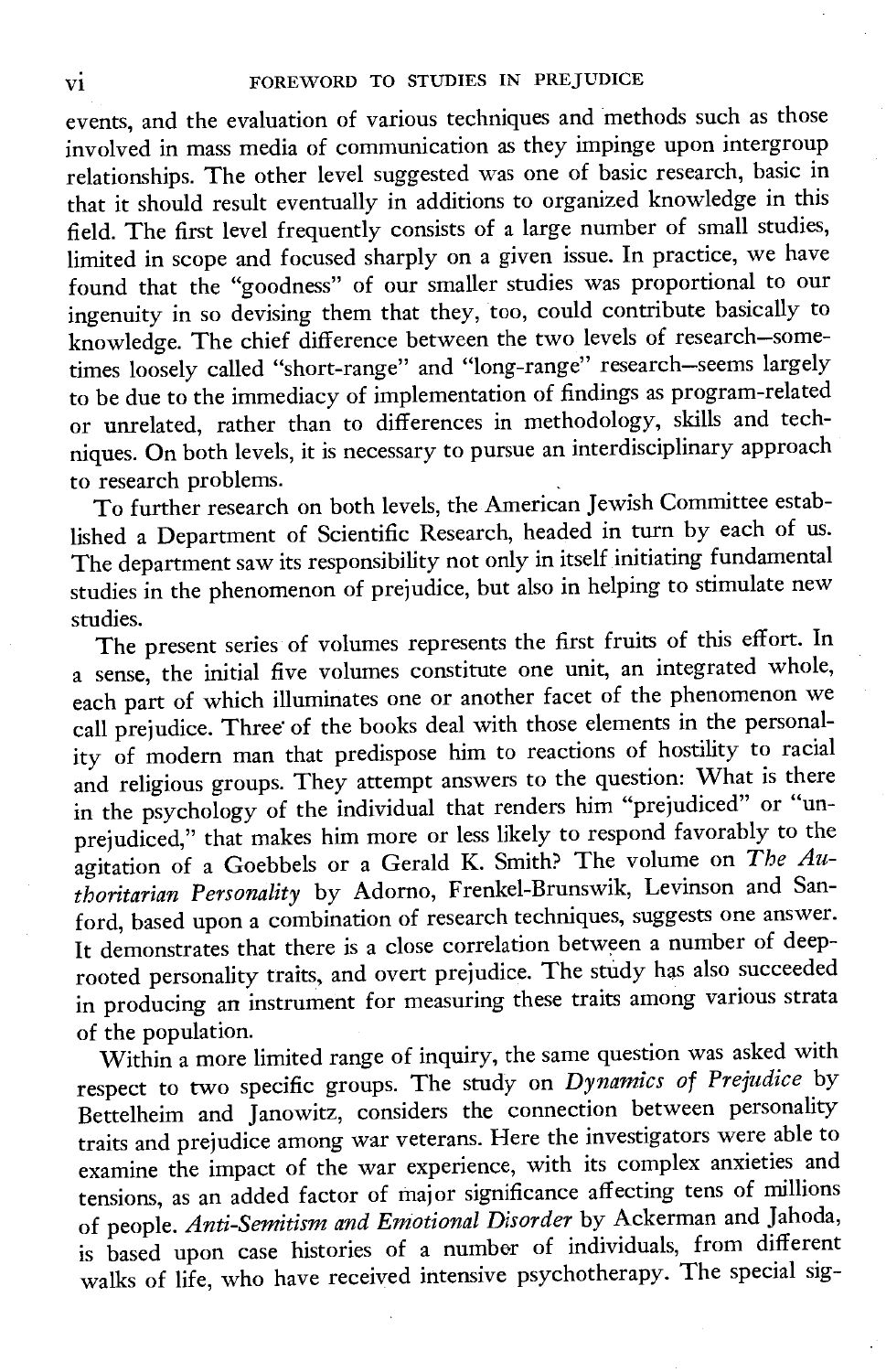events, and the evaluation of various techniques and methods such as those involved in mass media of communication as they impinge upon intergroup relationships. The other level suggested was one of basic research, basic in that it should result eventually in additions to organized knowledge in this field. The first level frequently consists of a large number of small studies, limited in scope and focused sharply on a given issue. In practice, we have found that the "goodness" of our smaller studies was proportional to our ingenuity in so devising them that they, too, could contribute basically to knowledge. The chief difference between the two levels of research—sometimes loosely called "short-range" and "long-range" research—seems largely to be due to the immediacy of implementation of findings as program-related or unrelated, rather than to differences in methodology, skills and techniques. On both levels, it is necessary to pursue an interdisciplinary approach to research problems.

To further research on both levels, the American Jewish Committee established a Department of Scientific Research, headed in turn by each of us. The department saw its responsibility not only in itself initiating fundamental studies in the phenomenon of prejudice, but also in helping to stimulate new studies.

The present series of volumes represents the first fruits of this effort. In a sense, the initial five volumes constitute one unit, an integrated whole, each part of which illuminates one or another facet of the phenomenon we call prejudice. Three of the books deal with those elements in the personality of modern man that predispose him to reactions of hostility to racial and religious groups. They attempt answers to the question: What is there in the psychology of the individual that renders him "prejudiced" or "unprejudiced," that makes him more or less likely to respond favorably to the agitation of a Goebbels or a Gerald K. Smith? The volume on *The Authoritarian Personality* by Adorno, Frenkel-Brunswik, Levinson and Sanford, based upon a combination of research techniques, suggests one answer. It demonstrates that there is a close correlation between a number of deep-rooted personality traits, and overt prejudice. The study has also succeeded in producing an instrument for measuring these traits among various strata of the population.

Within a more limited range of inquiry, the same question was asked with respect to two specific groups. The study on *Dynamics of Prejudice* by Bettelheim and Janowitz, considers the connection between personality traits and prejudice among war veterans. Here the investigators were able to examine the impact of the war experience, with its complex anxieties and tensions, as an added factor of major significance affecting tens of millions of people. *Anti-Semitism and Emotional Disorder* by Ackerman and Jahoda, is based upon case histories of a number of individuals, from different walks of life, who have received intensive psychotherapy. The special sig-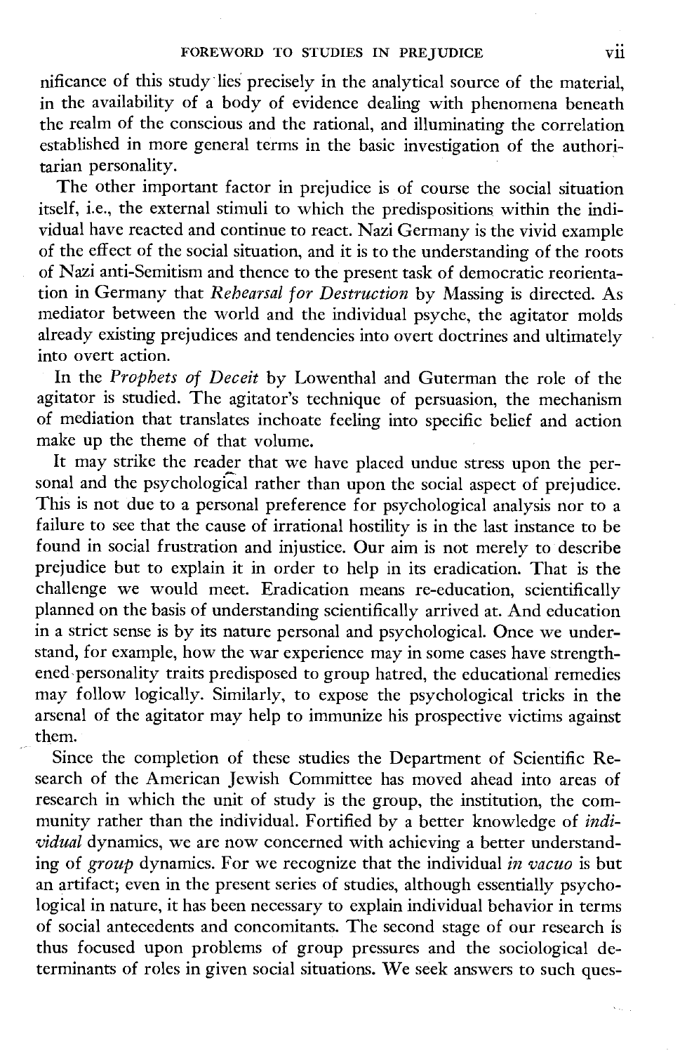nificance of this study lies precisely in the analytical source of the material, in the availability of a body of evidence dealing with phenomena beneath the realm of the conscious and the rational, and illuminating the correlation established in more general terms in the basic investigation of the authoritarian personality.

The other important factor in prejudice is of course the social situation itself, i.e., the external stimuli to which the predispositions within the individual have reacted and continue to react. Nazi Germany is the vivid example of the effect of the social situation, and it is to the understanding of the roots of Nazi anti-Semitism and thence to the present task of democratic reorientation in Germany that *Rehearsal for Destruction* by Massing is directed. As mediator between the world and the individual psyche, the agitator molds already existing prejudices and tendencies into overt doctrines and ultimately into overt action.

In the *Prophets of Deceit* by Lowenthal and Guterman the role of the agitator is studied. The agitator's technique of persuasion, the mechanism of mediation that translates inchoate feeling into specific belief and action make up the theme of that volume.

It may strike the reader that we have placed undue stress upon the personal and the psychological rather than upon the social aspect of prejudice. This is not due to a personal preference for psychological analysis nor to a failure to see that the cause of irrational hostility is in the last instance to be found in social frustration and injustice. Our aim is not merely to describe prejudice but to explain it in order to help in its eradication. That is the challenge we would meet. Eradication means re-education, scientifically planned on the basis of understanding scientifically arrived at. And education in a strict sense is by its nature personal and psychological. Once we understand, for example, how the war experience may in some cases have strengthened personality traits predisposed to group hatred, the educational remedies may follow logically. Similarly, to expose the psychological tricks in the arsenal of the agitator may help to immunize his prospective victims against them.

Since the completion of these studies the Department of Scientific Research of the American Jewish Committee has moved ahead into areas of research in which the unit of study is the group, the institution, the community rather than the individual. Fortified by a better knowledge of *individual* dynamics, we are now concerned with achieving a better understanding of *group* dynamics. For we recognize that the individual *in vacuo* is but an artifact; even in the present series of studies, although essentially psychological in nature, it has been necessary to explain individual behavior in terms of social antecedents and concomitants. The second stage of our research is thus focused upon problems of group pressures and the sociological determinants of roles in given social situations. We seek answers to such ques-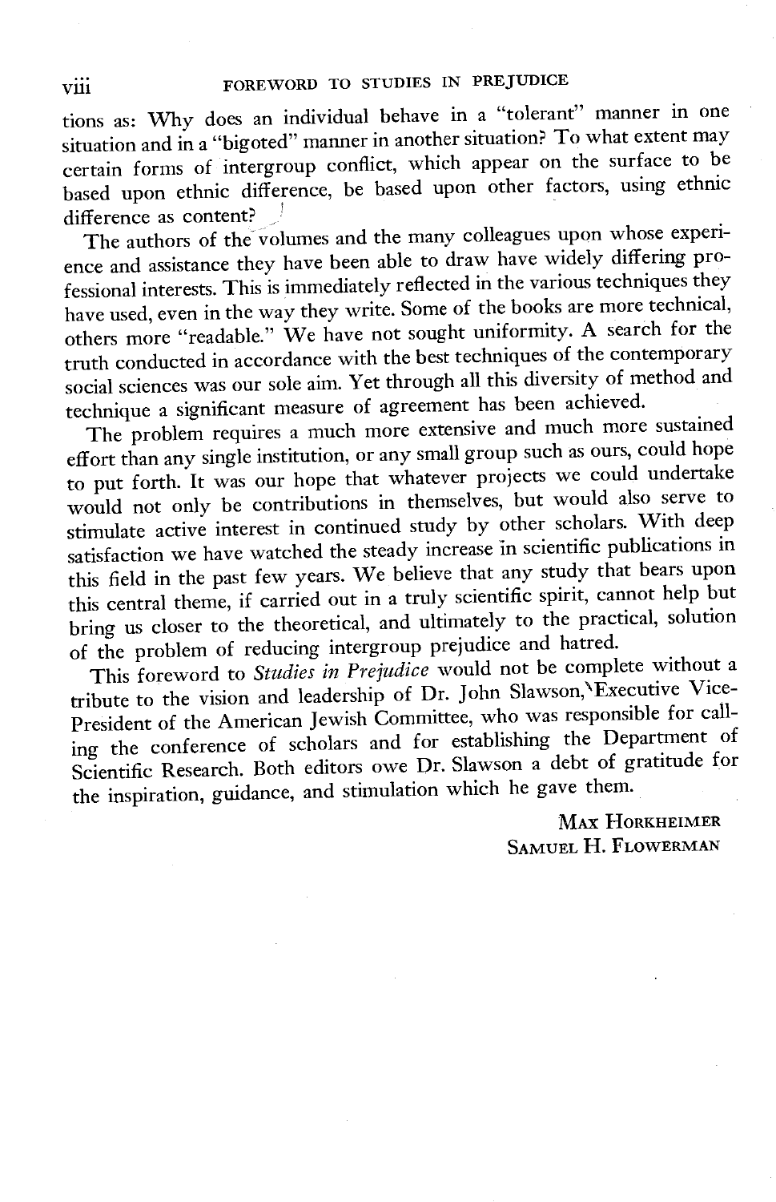tions as: Why does an individual behave in a "tolerant" manner in one situation and in a "bigoted" manner in another situation? To what extent may certain forms of intergroup conflict, which appear on the surface to be based upon ethnic difference, be based upon other factors, using ethnic difference as content?

The authors of the volumes and the many colleagues upon whose experience and assistance they have been able to draw have widely differing professional interests. This is immediately reflected in the various techniques they have used, even in the way they write. Some of the books are more technical, others more "readable." We have not sought uniformity. A search for the truth conducted in accordance with the best techniques of the contemporary social sciences was our sole aim. Yet through all this diversity of method and technique a significant measure of agreement has been achieved.

The problem requires a much more extensive and much more sustained effort than any single institution, or any small group such as ours, could hope to put forth. It was our hope that whatever projects we could undertake would not only be contributions in themselves, but would also serve to stimulate active interest in continued study by other scholars. With deep satisfaction we have watched the steady increase in scientific publications in this field in the past few years. We believe that any study that bears upon this central theme, if carried out in a truly scientific spirit, cannot help but bring us closer to the theoretical, and ultimately to the practical, solution of the problem of reducing intergroup prejudice and hatred.

This foreword to *Studies in Prejudice* would not be complete without a tribute to the vision and leadership of Dr. John Slawson, Executive Vice-President of the American Jewish Committee, who was responsible for calling the conference of scholars and for establishing the Department of Scientific Research. Both editors owe Dr. Slawson a debt of gratitude for the inspiration, guidance, and stimulation which he gave them.

MAX HORKHEIMER
SAMUEL H. FLOWERMAN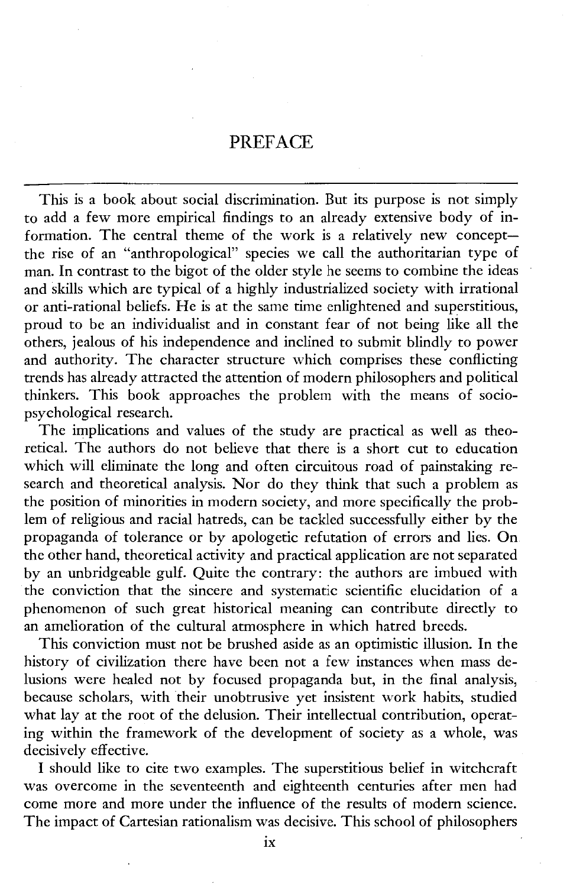# PREFACE

This is a book about social discrimination. But its purpose is not simply to add a few more empirical findings to an already extensive body of information. The central theme of the work is a relatively new concept—the rise of an "anthropological" species we call the authoritarian type of man. In contrast to the bigot of the older style he seems to combine the ideas and skills which are typical of a highly industrialized society with irrational or anti-rational beliefs. He is at the same time enlightened and superstitious, proud to be an individualist and in constant fear of not being like all the others, jealous of his independence and inclined to submit blindly to power and authority. The character structure which comprises these conflicting trends has already attracted the attention of modern philosophers and political thinkers. This book approaches the problem with the means of socio-psychological research.

The implications and values of the study are practical as well as theoretical. The authors do not believe that there is a short cut to education which will eliminate the long and often circuitous road of painstaking research and theoretical analysis. Nor do they think that such a problem as the position of minorities in modern society, and more specifically the problem of religious and racial hatreds, can be tackled successfully either by the propaganda of tolerance or by apologetic refutation of errors and lies. On the other hand, theoretical activity and practical application are not separated by an unbridgeable gulf. Quite the contrary: the authors are imbued with the conviction that the sincere and systematic scientific elucidation of a phenomenon of such great historical meaning can contribute directly to an amelioration of the cultural atmosphere in which hatred breeds.

This conviction must not be brushed aside as an optimistic illusion. In the history of civilization there have been not a few instances when mass delusions were healed not by focused propaganda but, in the final analysis, because scholars, with their unobtrusive yet insistent work habits, studied what lay at the root of the delusion. Their intellectual contribution, operating within the framework of the development of society as a whole, was decisively effective.

I should like to cite two examples. The superstitious belief in witchcraft was overcome in the seventeenth and eighteenth centuries after men had come more and more under the influence of the results of modern science. The impact of Cartesian rationalism was decisive. This school of philosophers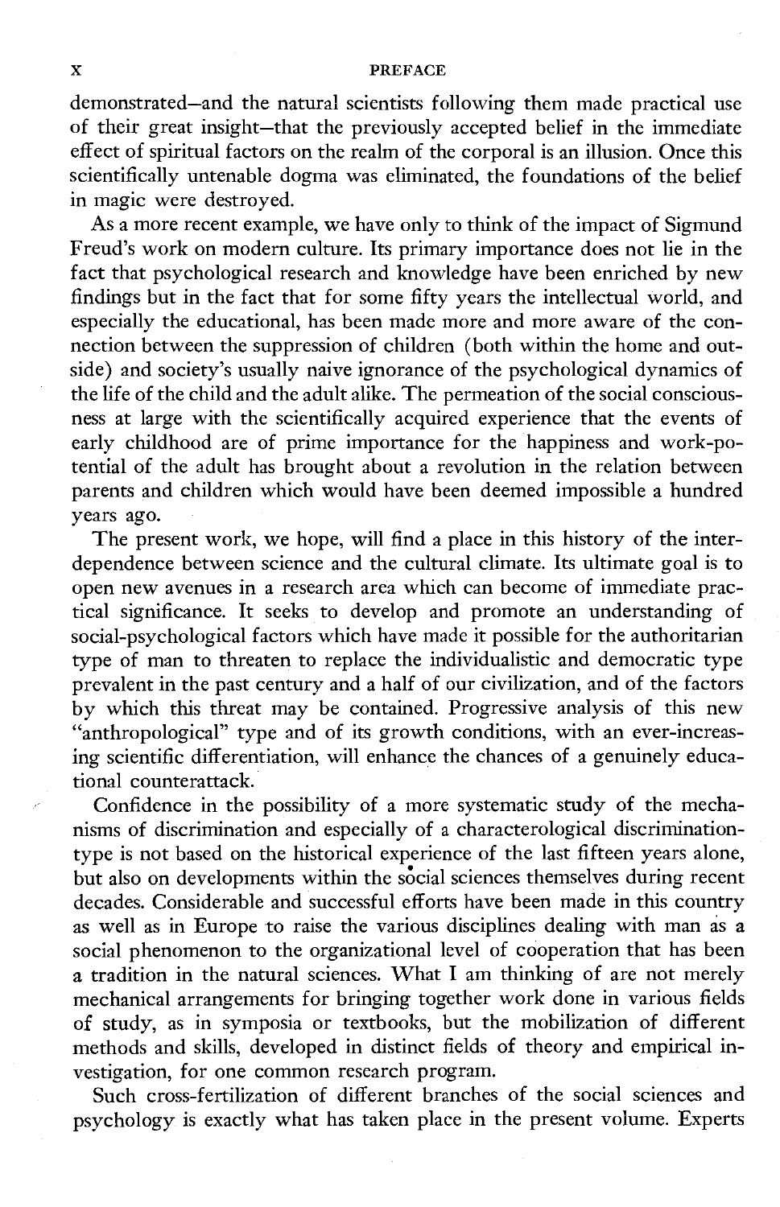demonstrated—and the natural scientists following them made practical use of their great insight—that the previously accepted belief in the immediate effect of spiritual factors on the realm of the corporal is an illusion. Once this scientifically untenable dogma was eliminated, the foundations of the belief in magic were destroyed.

As a more recent example, we have only to think of the impact of Sigmund Freud's work on modern culture. Its primary importance does not lie in the fact that psychological research and knowledge have been enriched by new findings but in the fact that for some fifty years the intellectual world, and especially the educational, has been made more and more aware of the connection between the suppression of children (both within the home and outside) and society's usually naive ignorance of the psychological dynamics of the life of the child and the adult alike. The permeation of the social consciousness at large with the scientifically acquired experience that the events of early childhood are of prime importance for the happiness and work-potential of the adult has brought about a revolution in the relation between parents and children which would have been deemed impossible a hundred years ago.

The present work, we hope, will find a place in this history of the interdependence between science and the cultural climate. Its ultimate goal is to open new avenues in a research area which can become of immediate practical significance. It seeks to develop and promote an understanding of social-psychological factors which have made it possible for the authoritarian type of man to threaten to replace the individualistic and democratic type prevalent in the past century and a half of our civilization, and of the factors by which this threat may be contained. Progressive analysis of this new "anthropological" type and of its growth conditions, with an ever-increasing scientific differentiation, will enhance the chances of a genuinely educational counterattack.

Confidence in the possibility of a more systematic study of the mechanisms of discrimination and especially of a characterological discrimination-type is not based on the historical experience of the last fifteen years alone, but also on developments within the social sciences themselves during recent decades. Considerable and successful efforts have been made in this country as well as in Europe to raise the various disciplines dealing with man as a social phenomenon to the organizational level of cooperation that has been a tradition in the natural sciences. What I am thinking of are not merely mechanical arrangements for bringing together work done in various fields of study, as in symposia or textbooks, but the mobilization of different methods and skills, developed in distinct fields of theory and empirical investigation, for one common research program.

Such cross-fertilization of different branches of the social sciences and psychology is exactly what has taken place in the present volume. Experts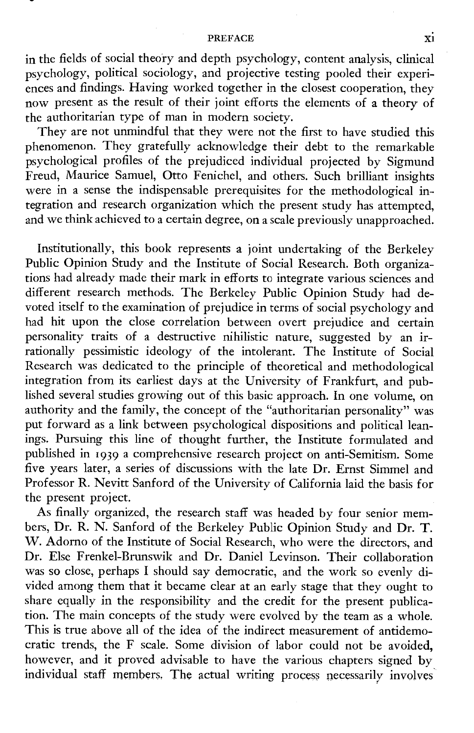in the fields of social theory and depth psychology, content analysis, clinical psychology, political sociology, and projective testing pooled their experiences and findings. Having worked together in the closest cooperation, they now present as the result of their joint efforts the elements of a theory of the authoritarian type of man in modern society.

They are not unmindful that they were not the first to have studied this phenomenon. They gratefully acknowledge their debt to the remarkable psychological profiles of the prejudiced individual projected by Sigmund Freud, Maurice Samuel, Otto Fenichel, and others. Such brilliant insights were in a sense the indispensable prerequisites for the methodological integration and research organization which the present study has attempted, and we think achieved to a certain degree, on a scale previously unapproached.

Institutionally, this book represents a joint undertaking of the Berkeley Public Opinion Study and the Institute of Social Research. Both organizations had already made their mark in efforts to integrate various sciences and different research methods. The Berkeley Public Opinion Study had devoted itself to the examination of prejudice in terms of social psychology and had hit upon the close correlation between overt prejudice and certain personality traits of a destructive nihilistic nature, suggested by an irrationally pessimistic ideology of the intolerant. The Institute of Social Research was dedicated to the principle of theoretical and methodological integration from its earliest days at the University of Frankfurt, and published several studies growing out of this basic approach. In one volume, on authority and the family, the concept of the "authoritarian personality" was put forward as a link between psychological dispositions and political leanings. Pursuing this line of thought further, the Institute formulated and published in 1939 a comprehensive research project on anti-Semitism. Some five years later, a series of discussions with the late Dr. Ernst Simmel and Professor R. Nevitt Sanford of the University of California laid the basis for the present project.

As finally organized, the research staff was headed by four senior members, Dr. R. N. Sanford of the Berkeley Public Opinion Study and Dr. T. W. Adorno of the Institute of Social Research, who were the directors, and Dr. Else Frenkel-Brunswik and Dr. Daniel Levinson. Their collaboration was so close, perhaps I should say democratic, and the work so evenly divided among them that it became clear at an early stage that they ought to share equally in the responsibility and the credit for the present publication. The main concepts of the study were evolved by the team as a whole. This is true above all of the idea of the indirect measurement of antidemocratic trends, the F scale. Some division of labor could not be avoided, however, and it proved advisable to have the various chapters signed by individual staff members. The actual writing process necessarily involves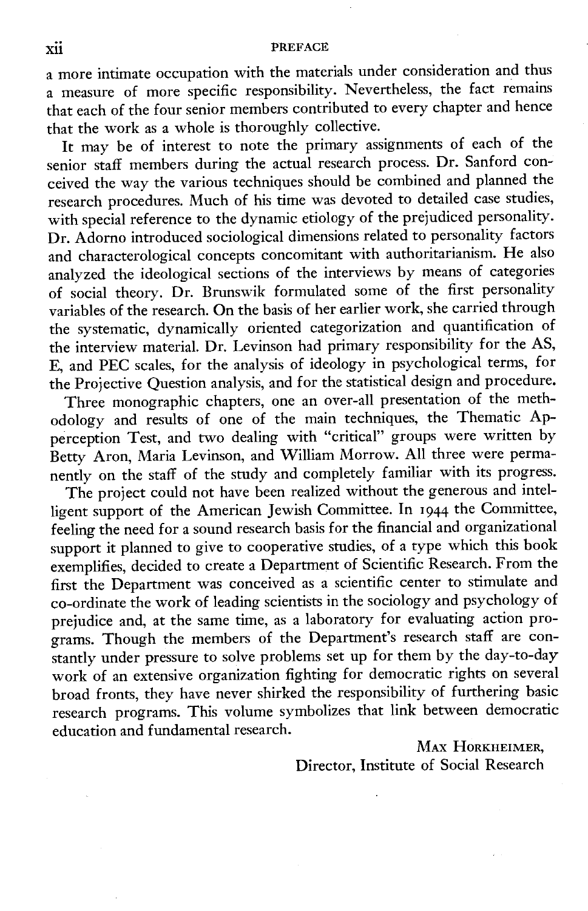a more intimate occupation with the materials under consideration and thus a measure of more specific responsibility. Nevertheless, the fact remains that each of the four senior members contributed to every chapter and hence that the work as a whole is thoroughly collective.

It may be of interest to note the primary assignments of each of the senior staff members during the actual research process. Dr. Sanford conceived the way the various techniques should be combined and planned the research procedures. Much of his time was devoted to detailed case studies, with special reference to the dynamic etiology of the prejudiced personality. Dr. Adorno introduced sociological dimensions related to personality factors and characterological concepts concomitant with authoritarianism. He also analyzed the ideological sections of the interviews by means of categories of social theory. Dr. Brunswik formulated some of the first personality variables of the research. On the basis of her earlier work, she carried through the systematic, dynamically oriented categorization and quantification of the interview material. Dr. Levinson had primary responsibility for the AS, E, and PEC scales, for the analysis of ideology in psychological terms, for the Projective Question analysis, and for the statistical design and procedure.

Three monographic chapters, one an over-all presentation of the methodology and results of one of the main techniques, the Thematic Apperception Test, and two dealing with "critical" groups were written by Betty Aron, Maria Levinson, and William Morrow. All three were permanently on the staff of the study and completely familiar with its progress.

The project could not have been realized without the generous and intelligent support of the American Jewish Committee. In 1944 the Committee, feeling the need for a sound research basis for the financial and organizational support it planned to give to cooperative studies, of a type which this book exemplifies, decided to create a Department of Scientific Research. From the first the Department was conceived as a scientific center to stimulate and co-ordinate the work of leading scientists in the sociology and psychology of prejudice and, at the same time, as a laboratory for evaluating action programs. Though the members of the Department's research staff are constantly under pressure to solve problems set up for them by the day-to-day work of an extensive organization fighting for democratic rights on several broad fronts, they have never shirked the responsibility of furthering basic research programs. This volume symbolizes that link between democratic education and fundamental research.

MAX HORKHEIMER,
Director, Institute of Social Research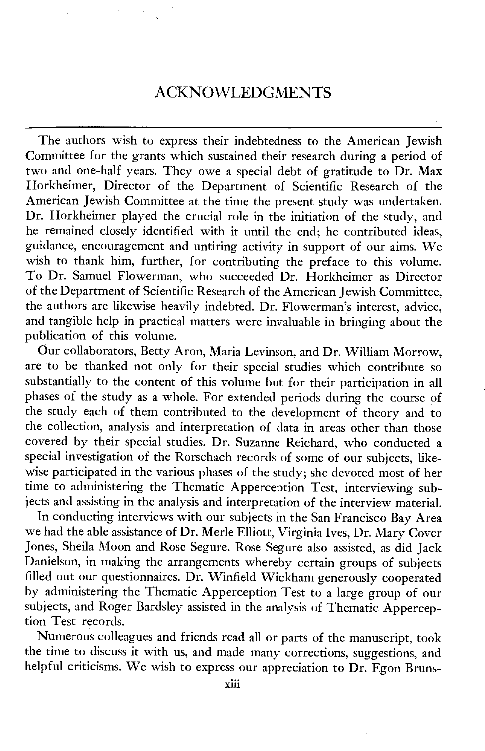# ACKNOWLEDGMENTS

The authors wish to express their indebtedness to the American Jewish Committee for the grants which sustained their research during a period of two and one-half years. They owe a special debt of gratitude to Dr. Max Horkheimer, Director of the Department of Scientific Research of the American Jewish Committee at the time the present study was undertaken. Dr. Horkheimer played the crucial role in the initiation of the study, and he remained closely identified with it until the end; he contributed ideas, guidance, encouragement and untiring activity in support of our aims. We wish to thank him, further, for contributing the preface to this volume. To Dr. Samuel Flowerman, who succeeded Dr. Horkheimer as Director of the Department of Scientific Research of the American Jewish Committee, the authors are likewise heavily indebted. Dr. Flowerman's interest, advice, and tangible help in practical matters were invaluable in bringing about the publication of this volume.

Our collaborators, Betty Aron, Maria Levinson, and Dr. William Morrow, are to be thanked not only for their special studies which contribute so substantially to the content of this volume but for their participation in all phases of the study as a whole. For extended periods during the course of the study each of them contributed to the development of theory and to the collection, analysis and interpretation of data in areas other than those covered by their special studies. Dr. Suzanne Reichard, who conducted a special investigation of the Rorschach records of some of our subjects, likewise participated in the various phases of the study; she devoted most of her time to administering the Thematic Apperception Test, interviewing subjects and assisting in the analysis and interpretation of the interview material.

In conducting interviews with our subjects in the San Francisco Bay Area we had the able assistance of Dr. Merle Elliott, Virginia Ives, Dr. Mary Cover Jones, Sheila Moon and Rose Segure. Rose Segure also assisted, as did Jack Danielson, in making the arrangements whereby certain groups of subjects filled out our questionnaires. Dr. Winfield Wickham generously cooperated by administering the Thematic Apperception Test to a large group of our subjects, and Roger Bardsley assisted in the analysis of Thematic Apperception Test records.

Numerous colleagues and friends read all or parts of the manuscript, took the time to discuss it with us, and made many corrections, suggestions, and helpful criticisms. We wish to express our appreciation to Dr. Egon Bruns-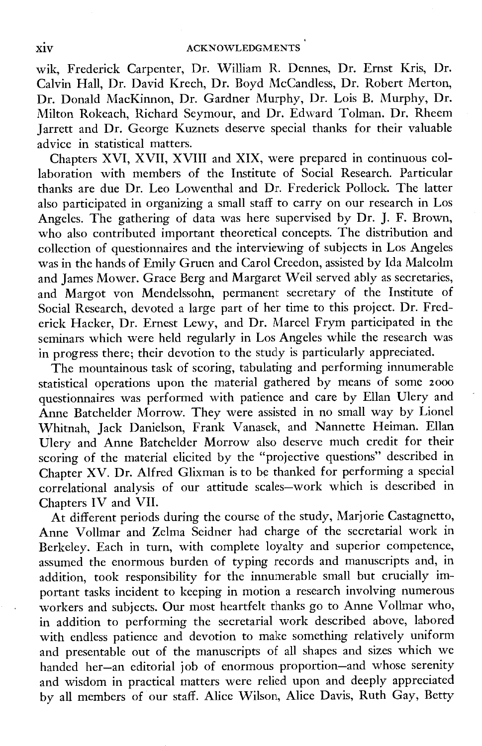wik, Frederick Carpenter, Dr. William R. Dennes, Dr. Ernst Kris, Dr. Calvin Hall, Dr. David Krech, Dr. Boyd McCandless, Dr. Robert Merton, Dr. Donald MacKinnon, Dr. Gardner Murphy, Dr. Lois B. Murphy, Dr. Milton Rokeach, Richard Seymour, and Dr. Edward Tolman. Dr. Rheem Jarrett and Dr. George Kuznets deserve special thanks for their valuable advice in statistical matters.

Chapters XVI, XVII, XVIII and XIX, were prepared in continuous collaboration with members of the Institute of Social Research. Particular thanks are due Dr. Leo Lowenthal and Dr. Frederick Pollock. The latter also participated in organizing a small staff to carry on our research in Los Angeles. The gathering of data was here supervised by Dr. J. F. Brown, who also contributed important theoretical concepts. The distribution and collection of questionnaires and the interviewing of subjects in Los Angeles was in the hands of Emily Gruen and Carol Creedon, assisted by Ida Malcolm and James Mower. Grace Berg and Margaret Weil served ably as secretaries, and Margot von Mendelssohn, permanent secretary of the Institute of Social Research, devoted a large part of her time to this project. Dr. Frederick Hacker, Dr. Ernest Lewy, and Dr. Marcel Frym participated in the seminars which were held regularly in Los Angeles while the research was in progress there; their devotion to the study is particularly appreciated.

The mountainous task of scoring, tabulating and performing innumerable statistical operations upon the material gathered by means of some 2000 questionnaires was performed with patience and care by Ellan Ulery and Anne Batchelder Morrow. They were assisted in no small way by Lionel Whitnah, Jack Danielson, Frank Vanasek, and Nannette Heiman. Ellan Ulery and Anne Batchelder Morrow also deserve much credit for their scoring of the material elicited by the "projective questions" described in Chapter XV. Dr. Alfred Glixman is to be thanked for performing a special correlational analysis of our attitude scales—work which is described in Chapters IV and VII.

At different periods during the course of the study, Marjorie Castagnetto, Anne Vollmar and Zelma Seidner had charge of the secretarial work in Berkeley. Each in turn, with complete loyalty and superior competence, assumed the enormous burden of typing records and manuscripts and, in addition, took responsibility for the innumerable small but crucially important tasks incident to keeping in motion a research involving numerous workers and subjects. Our most heartfelt thanks go to Anne Vollmar who, in addition to performing the secretarial work described above, labored with endless patience and devotion to make something relatively uniform and presentable out of the manuscripts of all shapes and sizes which we handed her—an editorial job of enormous proportion—and whose serenity and wisdom in practical matters were relied upon and deeply appreciated by all members of our staff. Alice Wilson, Alice Davis, Ruth Gay, Betty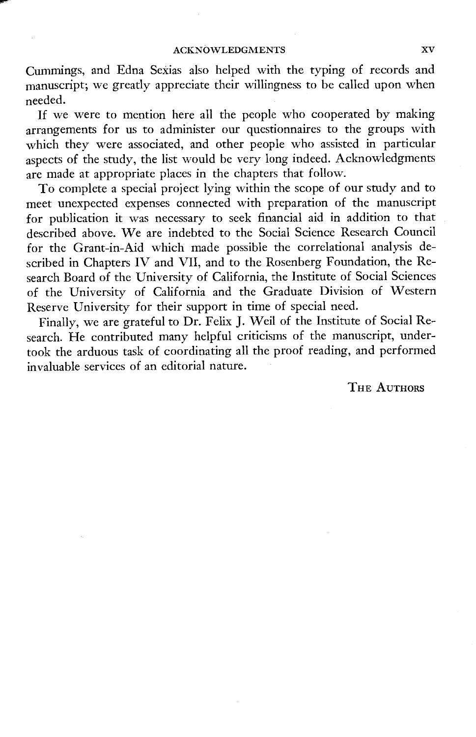Cummings, and Edna Sexias also helped with the typing of records and manuscript; we greatly appreciate their willingness to be called upon when needed.

If we were to mention here all the people who cooperated by making arrangements for us to administer our questionnaires to the groups with which they were associated, and other people who assisted in particular aspects of the study, the list would be very long indeed. Acknowledgments are made at appropriate places in the chapters that follow.

To complete a special project lying within the scope of our study and to meet unexpected expenses connected with preparation of the manuscript for publication it was necessary to seek financial aid in addition to that described above. We are indebted to the Social Science Research Council for the Grant-in-Aid which made possible the correlational analysis described in Chapters IV and VII, and to the Rosenberg Foundation, the Research Board of the University of California, the Institute of Social Sciences of the University of California and the Graduate Division of Western Reserve University for their support in time of special need.

Finally, we are grateful to Dr. Felix J. Weil of the Institute of Social Research. He contributed many helpful criticisms of the manuscript, undertook the arduous task of coordinating all the proof reading, and performed invaluable services of an editorial nature.

THE AUTHORS